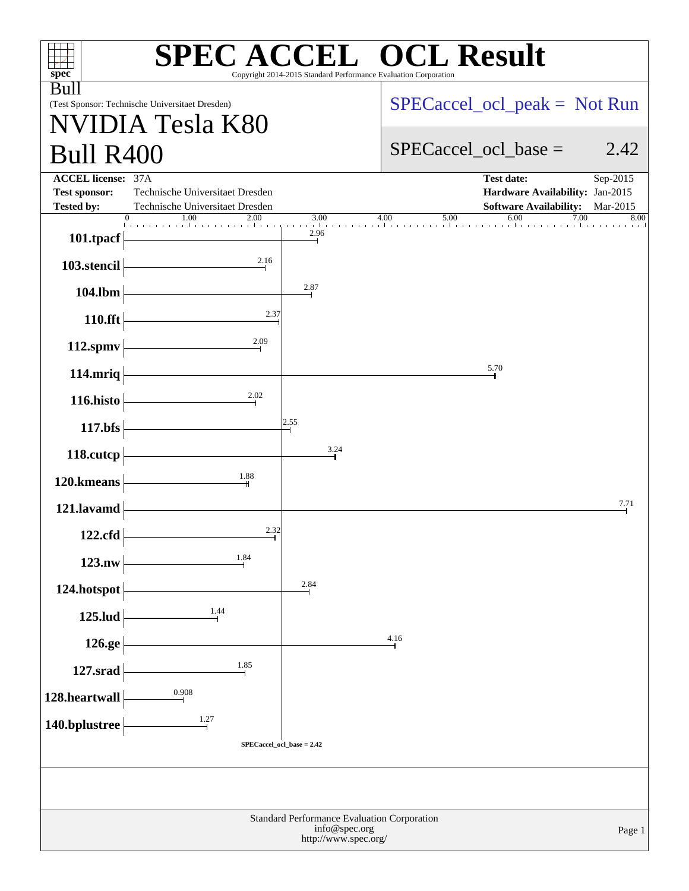# SPEC ACCEL OCL Result

Copyright 2014-2015 Standard Performance Evaluation Corporation

Bull
(Test Sponsor: Technische Universitaet Dresden)

## NVIDIA Tesla K80
## Bull R400

SPECaccel_ocl_peak = Not Run

SPECaccel_ocl_base = 2.42

| | | | |
|---|---|---|---|
| **ACCEL license:** | 37A | **Test date:** | Sep-2015 |
| **Test sponsor:** | Technische Universitaet Dresden | **Hardware Availability:** | Jan-2015 |
| **Tested by:** | Technische Universitaet Dresden | **Software Availability:** | Mar-2015 |

| Benchmark | Base Ratio |
|---|---|
| 101.tpacf | 2.96 |
| 103.stencil | 2.16 |
| 104.lbm | 2.87 |
| 110.fft | 2.37 |
| 112.spmv | 2.09 |
| 114.mriq | 5.70 |
| 116.histo | 2.02 |
| 117.bfs | 2.55 |
| 118.cutcp | 3.24 |
| 120.kmeans | 1.88 |
| 121.lavamd | 7.71 |
| 122.cfd | 2.32 |
| 123.nw | 1.84 |
| 124.hotspot | 2.84 |
| 125.lud | 1.44 |
| 126.ge | 4.16 |
| 127.srad | 1.85 |
| 128.heartwall | 0.908 |
| 140.bplustree | 1.27 |

SPECaccel_ocl_base = 2.42

Standard Performance Evaluation Corporation
info@spec.org
http://www.spec.org/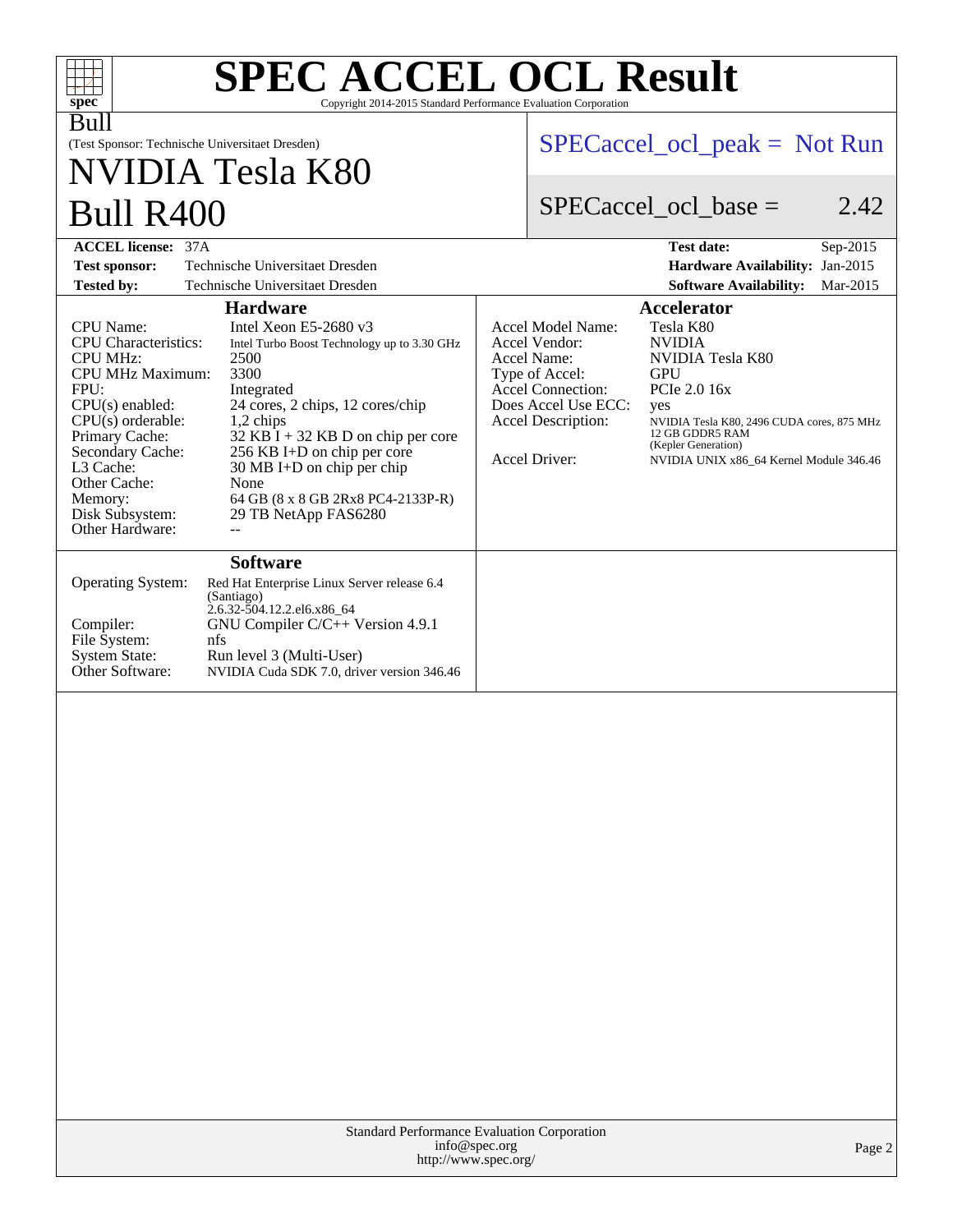# SPEC ACCEL OCL Result

Copyright 2014-2015 Standard Performance Evaluation Corporation

Bull

(Test Sponsor: Technische Universitaet Dresden)

## NVIDIA Tesla K80
## Bull R400

SPECaccel_ocl_peak = Not Run

SPECaccel_ocl_base = 2.42

| | | | |
|---|---|---|---|
| **ACCEL license:** | 37A | **Test date:** | Sep-2015 |
| **Test sponsor:** | Technische Universitaet Dresden | **Hardware Availability:** | Jan-2015 |
| **Tested by:** | Technische Universitaet Dresden | **Software Availability:** | Mar-2015 |

### Hardware

| | |
|---|---|
| CPU Name: | Intel Xeon E5-2680 v3 |
| CPU Characteristics: | Intel Turbo Boost Technology up to 3.30 GHz |
| CPU MHz: | 2500 |
| CPU MHz Maximum: | 3300 |
| FPU: | Integrated |
| CPU(s) enabled: | 24 cores, 2 chips, 12 cores/chip |
| CPU(s) orderable: | 1,2 chips |
| Primary Cache: | 32 KB I + 32 KB D on chip per core |
| Secondary Cache: | 256 KB I+D on chip per core |
| L3 Cache: | 30 MB I+D on chip per chip |
| Other Cache: | None |
| Memory: | 64 GB (8 x 8 GB 2Rx8 PC4-2133P-R) |
| Disk Subsystem: | 29 TB NetApp FAS6280 |
| Other Hardware: | -- |

### Accelerator

| | |
|---|---|
| Accel Model Name: | Tesla K80 |
| Accel Vendor: | NVIDIA |
| Accel Name: | NVIDIA Tesla K80 |
| Type of Accel: | GPU |
| Accel Connection: | PCIe 2.0 16x |
| Does Accel Use ECC: | yes |
| Accel Description: | NVIDIA Tesla K80, 2496 CUDA cores, 875 MHz 12 GB GDDR5 RAM (Kepler Generation) |
| Accel Driver: | NVIDIA UNIX x86_64 Kernel Module 346.46 |

### Software

| | |
|---|---|
| Operating System: | Red Hat Enterprise Linux Server release 6.4 (Santiago) 2.6.32-504.12.2.el6.x86_64 |
| Compiler: | GNU Compiler C/C++ Version 4.9.1 |
| File System: | nfs |
| System State: | Run level 3 (Multi-User) |
| Other Software: | NVIDIA Cuda SDK 7.0, driver version 346.46 |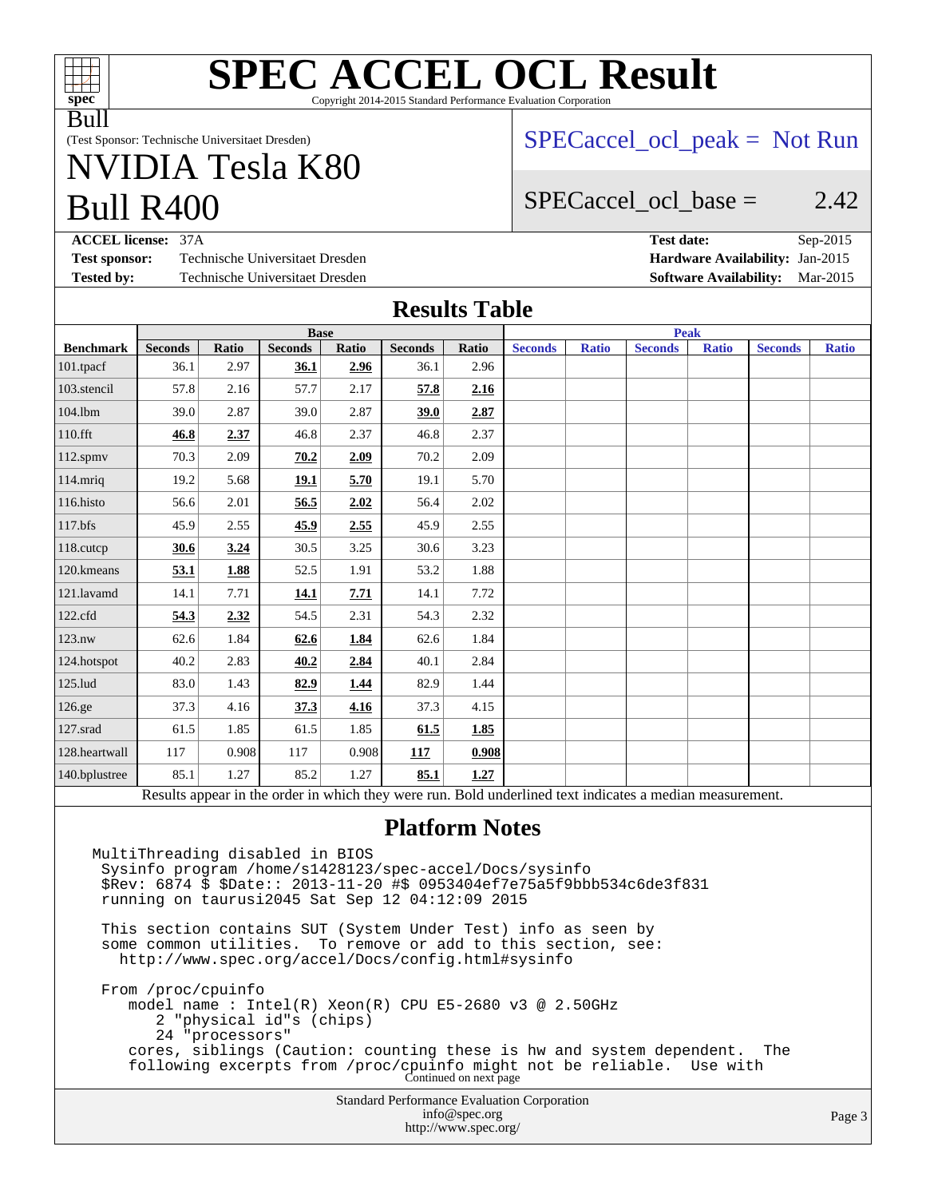# SPEC ACCEL OCL Result

Copyright 2014-2015 Standard Performance Evaluation Corporation

Bull

(Test Sponsor: Technische Universitaet Dresden)

## NVIDIA Tesla K80
## Bull R400

SPECaccel_ocl_peak = Not Run

SPECaccel_ocl_base = 2.42

**ACCEL license:** 37A
**Test sponsor:** Technische Universitaet Dresden
**Tested by:** Technische Universitaet Dresden

**Test date:** Sep-2015
**Hardware Availability:** Jan-2015
**Software Availability:** Mar-2015

## Results Table

| | Base | | | | | | Peak | | | | | |
|---|---|---|---|---|---|---|---|---|---|---|---|---|
| **Benchmark** | **Seconds** | **Ratio** | **Seconds** | **Ratio** | **Seconds** | **Ratio** | **Seconds** | **Ratio** | **Seconds** | **Ratio** | **Seconds** | **Ratio** |
| 101.tpacf | 36.1 | 2.97 | **36.1** | **2.96** | 36.1 | 2.96 | | | | | | |
| 103.stencil | 57.8 | 2.16 | 57.7 | 2.17 | **57.8** | **2.16** | | | | | | |
| 104.lbm | 39.0 | 2.87 | 39.0 | 2.87 | **39.0** | **2.87** | | | | | | |
| 110.fft | **46.8** | **2.37** | 46.8 | 2.37 | 46.8 | 2.37 | | | | | | |
| 112.spmv | 70.3 | 2.09 | **70.2** | **2.09** | 70.2 | 2.09 | | | | | | |
| 114.mriq | 19.2 | 5.68 | **19.1** | **5.70** | 19.1 | 5.70 | | | | | | |
| 116.histo | 56.6 | 2.01 | **56.5** | **2.02** | 56.4 | 2.02 | | | | | | |
| 117.bfs | 45.9 | 2.55 | **45.9** | **2.55** | 45.9 | 2.55 | | | | | | |
| 118.cutcp | **30.6** | **3.24** | 30.5 | 3.25 | 30.6 | 3.23 | | | | | | |
| 120.kmeans | **53.1** | **1.88** | 52.5 | 1.91 | 53.2 | 1.88 | | | | | | |
| 121.lavamd | 14.1 | 7.71 | **14.1** | **7.71** | 14.1 | 7.72 | | | | | | |
| 122.cfd | **54.3** | **2.32** | 54.5 | 2.31 | 54.3 | 2.32 | | | | | | |
| 123.nw | 62.6 | 1.84 | **62.6** | **1.84** | 62.6 | 1.84 | | | | | | |
| 124.hotspot | 40.2 | 2.83 | **40.2** | **2.84** | 40.1 | 2.84 | | | | | | |
| 125.lud | 83.0 | 1.43 | **82.9** | **1.44** | 82.9 | 1.44 | | | | | | |
| 126.ge | 37.3 | 4.16 | **37.3** | **4.16** | 37.3 | 4.15 | | | | | | |
| 127.srad | 61.5 | 1.85 | 61.5 | 1.85 | **61.5** | **1.85** | | | | | | |
| 128.heartwall | 117 | 0.908 | 117 | 0.908 | **117** | **0.908** | | | | | | |
| 140.bplustree | 85.1 | 1.27 | 85.2 | 1.27 | **85.1** | **1.27** | | | | | | |

Results appear in the order in which they were run. Bold underlined text indicates a median measurement.

## Platform Notes

```
MultiThreading disabled in BIOS
 Sysinfo program /home/s1428123/spec-accel/Docs/sysinfo
 $Rev: 6874 $ $Date:: 2013-11-20 #$ 0953404ef7e75a5f9bbb534c6de3f831
 running on taurusi2045 Sat Sep 12 04:12:09 2015

 This section contains SUT (System Under Test) info as seen by
 some common utilities.  To remove or add to this section, see:
   http://www.spec.org/accel/Docs/config.html#sysinfo

 From /proc/cpuinfo
    model name : Intel(R) Xeon(R) CPU E5-2680 v3 @ 2.50GHz
       2 "physical id"s (chips)
       24 "processors"
    cores, siblings (Caution: counting these is hw and system dependent.  The
    following excerpts from /proc/cpuinfo might not be reliable.  Use with
```

Continued on next page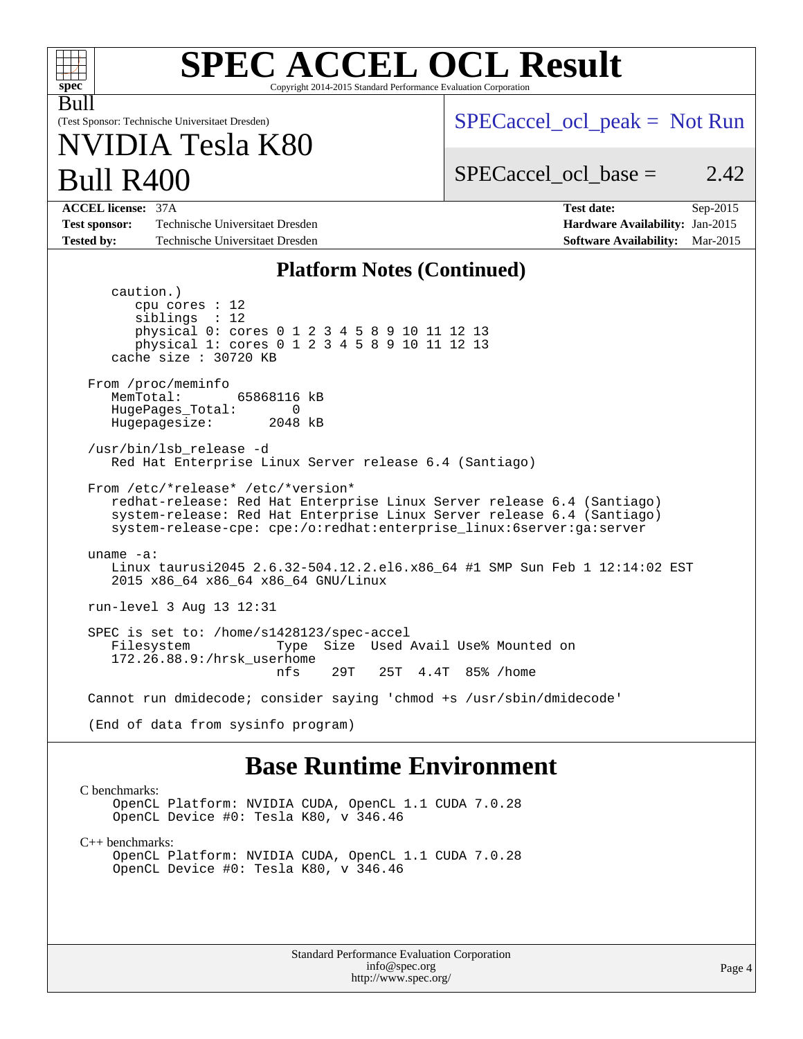# SPEC ACCEL OCL Result

Copyright 2014-2015 Standard Performance Evaluation Corporation

Bull

(Test Sponsor: Technische Universitaet Dresden)

# NVIDIA Tesla K80 Bull R400

SPECaccel_ocl_peak = Not Run

SPECaccel_ocl_base = 2.42

| | | | |
|---|---|---|---|
| **ACCEL license:** | 37A | **Test date:** | Sep-2015 |
| **Test sponsor:** | Technische Universitaet Dresden | **Hardware Availability:** | Jan-2015 |
| **Tested by:** | Technische Universitaet Dresden | **Software Availability:** | Mar-2015 |

## Platform Notes (Continued)

```
      caution.)
         cpu cores : 12
         siblings  : 12
         physical 0: cores 0 1 2 3 4 5 8 9 10 11 12 13
         physical 1: cores 0 1 2 3 4 5 8 9 10 11 12 13
      cache size : 30720 KB

   From /proc/meminfo
      MemTotal:       65868116 kB
      HugePages_Total:       0
      Hugepagesize:       2048 kB

   /usr/bin/lsb_release -d
      Red Hat Enterprise Linux Server release 6.4 (Santiago)

   From /etc/*release* /etc/*version*
      redhat-release: Red Hat Enterprise Linux Server release 6.4 (Santiago)
      system-release: Red Hat Enterprise Linux Server release 6.4 (Santiago)
      system-release-cpe: cpe:/o:redhat:enterprise_linux:6server:ga:server

   uname -a:
      Linux taurusi2045 2.6.32-504.12.2.el6.x86_64 #1 SMP Sun Feb 1 12:14:02 EST
      2015 x86_64 x86_64 x86_64 GNU/Linux

   run-level 3 Aug 13 12:31

   SPEC is set to: /home/s1428123/spec-accel
      Filesystem           Type  Size  Used Avail Use% Mounted on
      172.26.88.9:/hrsk_userhome
                           nfs    29T   25T  4.4T  85% /home

   Cannot run dmidecode; consider saying 'chmod +s /usr/sbin/dmidecode'

   (End of data from sysinfo program)
```

## Base Runtime Environment

C benchmarks:

```
OpenCL Platform: NVIDIA CUDA, OpenCL 1.1 CUDA 7.0.28
OpenCL Device #0: Tesla K80, v 346.46
```

C++ benchmarks:

```
OpenCL Platform: NVIDIA CUDA, OpenCL 1.1 CUDA 7.0.28
OpenCL Device #0: Tesla K80, v 346.46
```

Standard Performance Evaluation Corporation
info@spec.org
http://www.spec.org/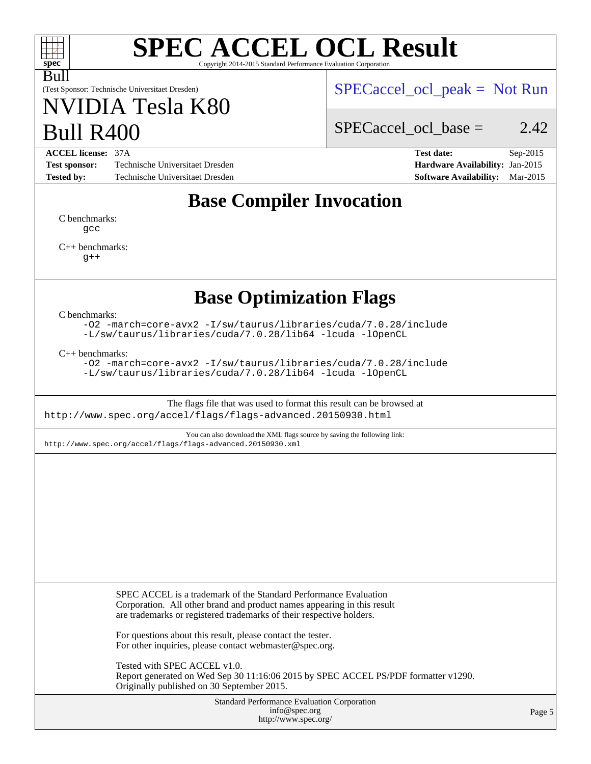# SPEC ACCEL OCL Result

Copyright 2014-2015 Standard Performance Evaluation Corporation

Bull

(Test Sponsor: Technische Universitaet Dresden)

NVIDIA Tesla K80

Bull R400

SPECaccel_ocl_peak = Not Run

SPECaccel_ocl_base = 2.42

| | | | |
|---|---|---|---|
| **ACCEL license:** | 37A | **Test date:** | Sep-2015 |
| **Test sponsor:** | Technische Universitaet Dresden | **Hardware Availability:** | Jan-2015 |
| **Tested by:** | Technische Universitaet Dresden | **Software Availability:** | Mar-2015 |

## Base Compiler Invocation

C benchmarks:

```
gcc
```

C++ benchmarks:

```
g++
```

## Base Optimization Flags

C benchmarks:

```
-O2 -march=core-avx2 -I/sw/taurus/libraries/cuda/7.0.28/include
-L/sw/taurus/libraries/cuda/7.0.28/lib64 -lcuda -lOpenCL
```

C++ benchmarks:

```
-O2 -march=core-avx2 -I/sw/taurus/libraries/cuda/7.0.28/include
-L/sw/taurus/libraries/cuda/7.0.28/lib64 -lcuda -lOpenCL
```

The flags file that was used to format this result can be browsed at
http://www.spec.org/accel/flags/flags-advanced.20150930.html

You can also download the XML flags source by saving the following link:
http://www.spec.org/accel/flags/flags-advanced.20150930.xml

SPEC ACCEL is a trademark of the Standard Performance Evaluation Corporation. All other brand and product names appearing in this result are trademarks or registered trademarks of their respective holders.

For questions about this result, please contact the tester.
For other inquiries, please contact webmaster@spec.org.

Tested with SPEC ACCEL v1.0.
Report generated on Wed Sep 30 11:16:06 2015 by SPEC ACCEL PS/PDF formatter v1290.
Originally published on 30 September 2015.